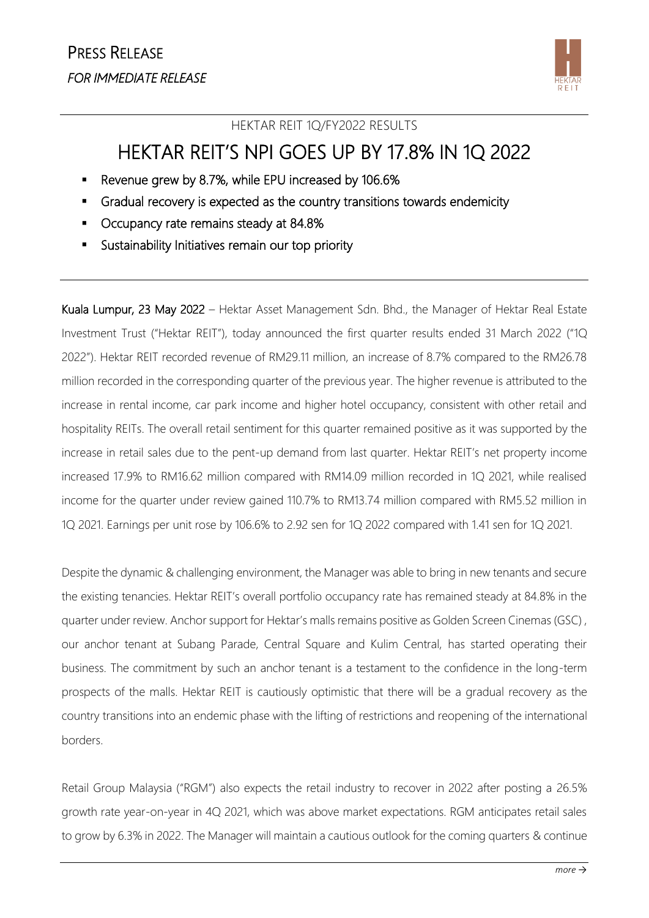# PRESS RELEASE

*FOR IMMEDIATE RELEASE*

HEKTAR REIT 1Q/FY2022 RESULTS

## HEKTAR REIT'S NPI GOES UP BY 17.8% IN 1Q 2022

- Revenue grew by 8.7%, while EPU increased by 106.6%
- Gradual recovery is expected as the country transitions towards endemicity
- Occupancy rate remains steady at 84.8%
- Sustainability Initiatives remain our top priority

**Kuala Lumpur, 23 May 2022** – Hektar Asset Management Sdn. Bhd., the Manager of Hektar Real Estate Investment Trust ("Hektar REIT"), today announced the first quarter results ended 31 March 2022 ("1Q 2022"). Hektar REIT recorded revenue of RM29.11 million, an increase of 8.7% compared to the RM26.78 million recorded in the corresponding quarter of the previous year. The higher revenue is attributed to the increase in rental income, car park income and higher hotel occupancy, consistent with other retail and hospitality REITs. The overall retail sentiment for this quarter remained positive as it was supported by the increase in retail sales due to the pent-up demand from last quarter. Hektar REIT's net property income increased 17.9% to RM16.62 million compared with RM14.09 million recorded in 1Q 2021, while realised income for the quarter under review gained 110.7% to RM13.74 million compared with RM5.52 million in 1Q 2021. Earnings per unit rose by 106.6% to 2.92 sen for 1Q 2022 compared with 1.41 sen for 1Q 2021.

Despite the dynamic & challenging environment, the Manager was able to bring in new tenants and secure the existing tenancies. Hektar REIT's overall portfolio occupancy rate has remained steady at 84.8% in the quarter under review. Anchor support for Hektar's malls remains positive as Golden Screen Cinemas (GSC) , our anchor tenant at Subang Parade, Central Square and Kulim Central, has started operating their business. The commitment by such an anchor tenant is a testament to the confidence in the long-term prospects of the malls. Hektar REIT is cautiously optimistic that there will be a gradual recovery as the country transitions into an endemic phase with the lifting of restrictions and reopening of the international borders.

Retail Group Malaysia ("RGM") also expects the retail industry to recover in 2022 after posting a 26.5% growth rate year-on-year in 4Q 2021, which was above market expectations. RGM anticipates retail sales to grow by 6.3% in 2022. The Manager will maintain a cautious outlook for the coming quarters & continue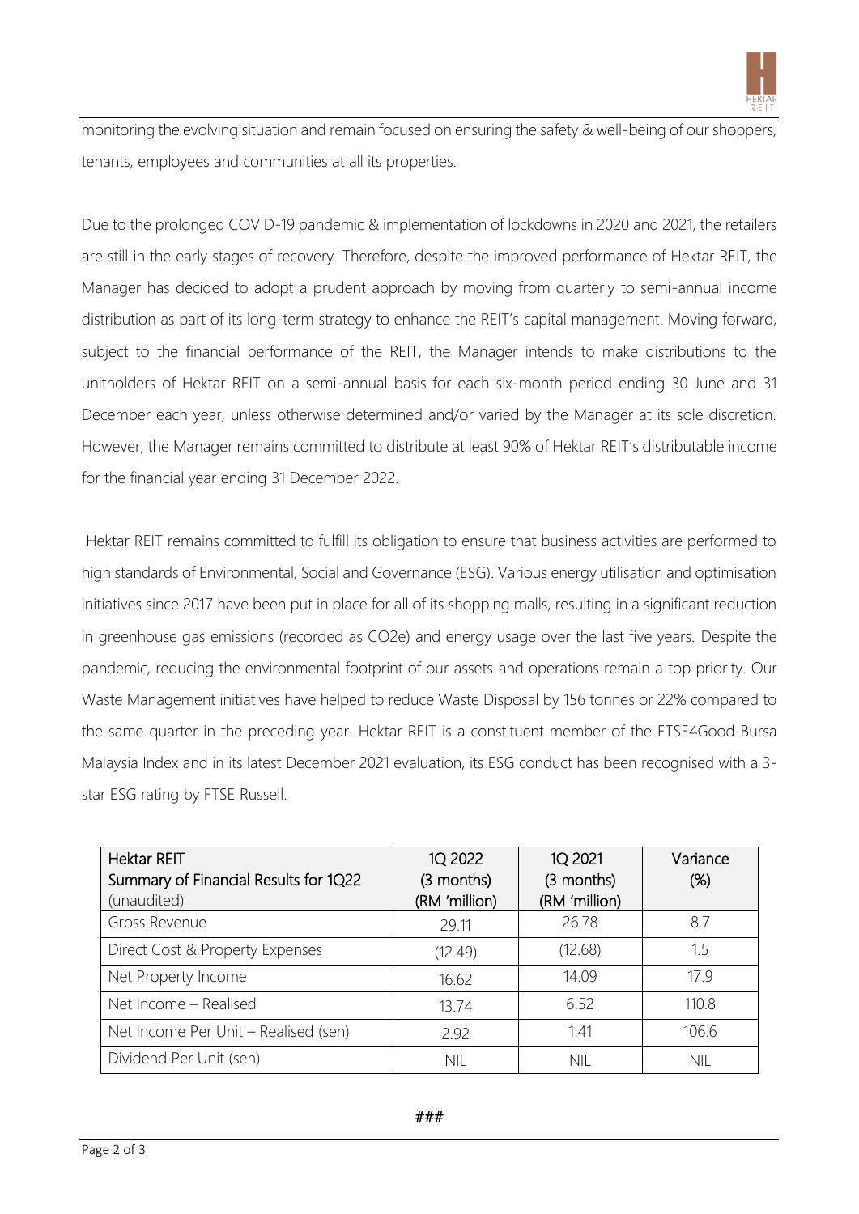monitoring the evolving situation and remain focused on ensuring the safety & well-being of our shoppers, tenants, employees and communities at all its properties.

Due to the prolonged COVID-19 pandemic & implementation of lockdowns in 2020 and 2021, the retailers are still in the early stages of recovery. Therefore, despite the improved performance of Hektar REIT, the Manager has decided to adopt a prudent approach by moving from quarterly to semi-annual income distribution as part of its long-term strategy to enhance the REIT's capital management. Moving forward, subject to the financial performance of the REIT, the Manager intends to make distributions to the unitholders of Hektar REIT on a semi-annual basis for each six-month period ending 30 June and 31 December each year, unless otherwise determined and/or varied by the Manager at its sole discretion. However, the Manager remains committed to distribute at least 90% of Hektar REIT's distributable income for the financial year ending 31 December 2022.

Hektar REIT remains committed to fulfill its obligation to ensure that business activities are performed to high standards of Environmental, Social and Governance (ESG). Various energy utilisation and optimisation initiatives since 2017 have been put in place for all of its shopping malls, resulting in a significant reduction in greenhouse gas emissions (recorded as $CO_2e$) and energy usage over the last five years. Despite the pandemic, reducing the environmental footprint of our assets and operations remain a top priority. Our Waste Management initiatives have helped to reduce Waste Disposal by 156 tonnes or 22% compared to the same quarter in the preceding year. Hektar REIT is a constituent member of the FTSE4Good Bursa Malaysia Index and in its latest December 2021 evaluation, its ESG conduct has been recognised with a 3-star ESG rating by FTSE Russell.

| Hektar REIT<br>Summary of Financial Results for 1Q22<br>(unaudited) | 1Q 2022<br>(3 months)<br>(RM 'million) | 1Q 2021<br>(3 months)<br>(RM 'million) | Variance<br>(%) |
|---|---|---|---|
| Gross Revenue | 29.11 | 26.78 | 8.7 |
| Direct Cost & Property Expenses | (12.49) | (12.68) | 1.5 |
| Net Property Income | 16.62 | 14.09 | 17.9 |
| Net Income – Realised | 13.74 | 6.52 | 110.8 |
| Net Income Per Unit – Realised (sen) | 2.92 | 1.41 | 106.6 |
| Dividend Per Unit (sen) | NIL | NIL | NIL |

**###**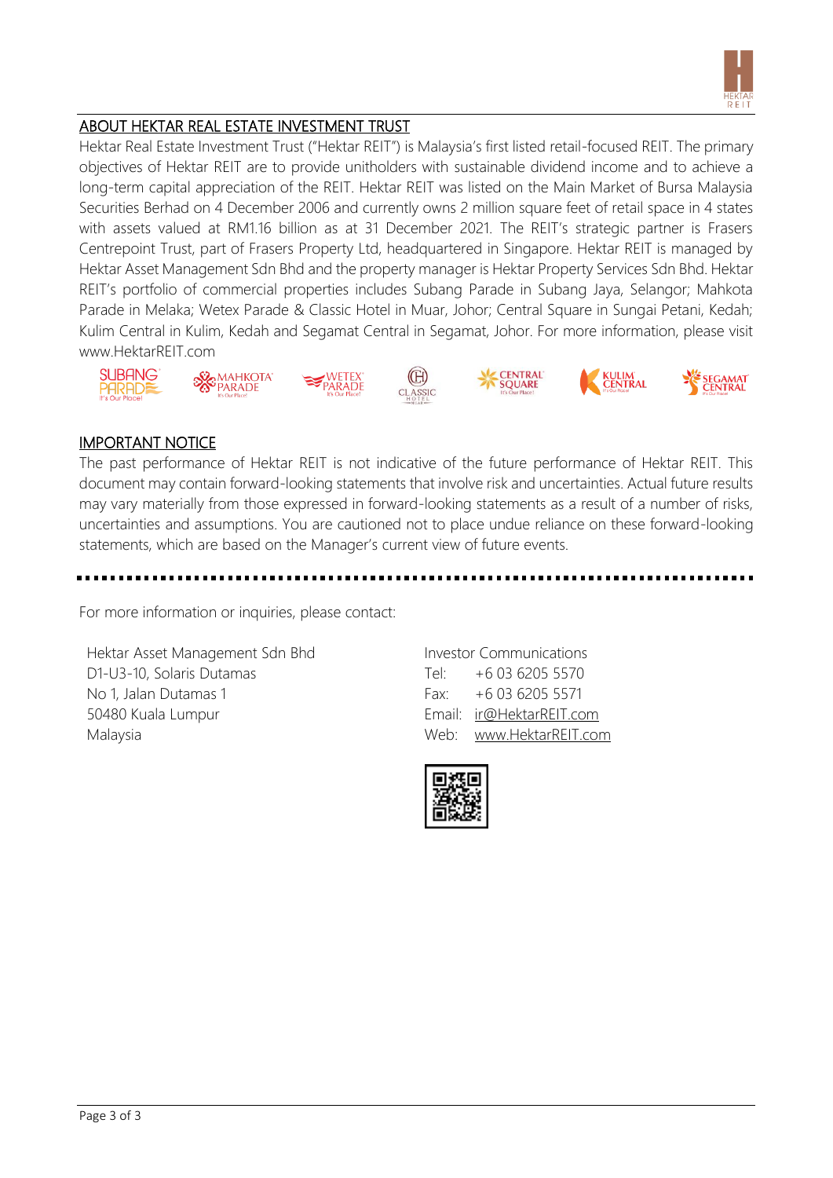## ABOUT HEKTAR REAL ESTATE INVESTMENT TRUST

Hektar Real Estate Investment Trust ("Hektar REIT") is Malaysia's first listed retail-focused REIT. The primary objectives of Hektar REIT are to provide unitholders with sustainable dividend income and to achieve a long-term capital appreciation of the REIT. Hektar REIT was listed on the Main Market of Bursa Malaysia Securities Berhad on 4 December 2006 and currently owns 2 million square feet of retail space in 4 states with assets valued at RM1.16 billion as at 31 December 2021. The REIT's strategic partner is Frasers Centrepoint Trust, part of Frasers Property Ltd, headquartered in Singapore. Hektar REIT is managed by Hektar Asset Management Sdn Bhd and the property manager is Hektar Property Services Sdn Bhd. Hektar REIT's portfolio of commercial properties includes Subang Parade in Subang Jaya, Selangor; Mahkota Parade in Melaka; Wetex Parade & Classic Hotel in Muar, Johor; Central Square in Sungai Petani, Kedah; Kulim Central in Kulim, Kedah and Segamat Central in Segamat, Johor. For more information, please visit www.HektarREIT.com

## IMPORTANT NOTICE

The past performance of Hektar REIT is not indicative of the future performance of Hektar REIT. This document may contain forward-looking statements that involve risk and uncertainties. Actual future results may vary materially from those expressed in forward-looking statements as a result of a number of risks, uncertainties and assumptions. You are cautioned not to place undue reliance on these forward-looking statements, which are based on the Manager's current view of future events.

---

For more information or inquiries, please contact:

Hektar Asset Management Sdn Bhd
D1-U3-10, Solaris Dutamas
No 1, Jalan Dutamas 1
50480 Kuala Lumpur
Malaysia

Investor Communications
Tel: +6 03 6205 5570
Fax: +6 03 6205 5571
Email: ir@HektarREIT.com
Web: www.HektarREIT.com